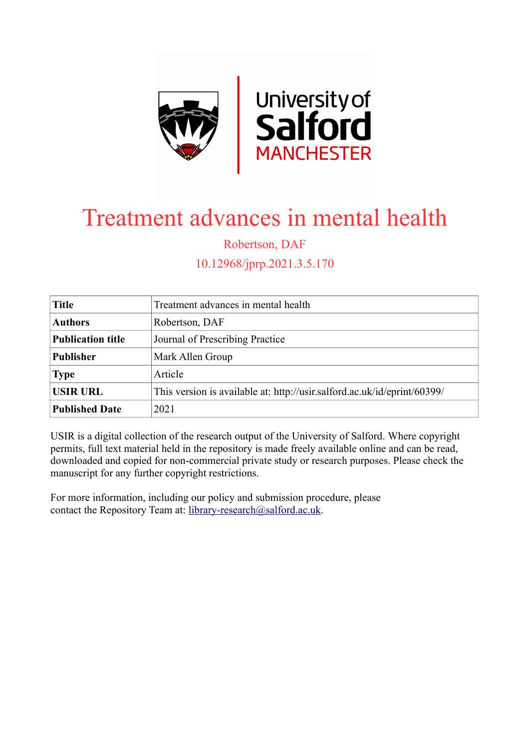# Treatment advances in mental health

Robertson, DAF

10.12968/jprp.2021.3.5.170

| **Title** | Treatment advances in mental health |
|---|---|
| **Authors** | Robertson, DAF |
| **Publication title** | Journal of Prescribing Practice |
| **Publisher** | Mark Allen Group |
| **Type** | Article |
| **USIR URL** | This version is available at: http://usir.salford.ac.uk/id/eprint/60399/ |
| **Published Date** | 2021 |

USIR is a digital collection of the research output of the University of Salford. Where copyright permits, full text material held in the repository is made freely available online and can be read, downloaded and copied for non-commercial private study or research purposes. Please check the manuscript for any further copyright restrictions.

For more information, including our policy and submission procedure, please contact the Repository Team at: library-research@salford.ac.uk.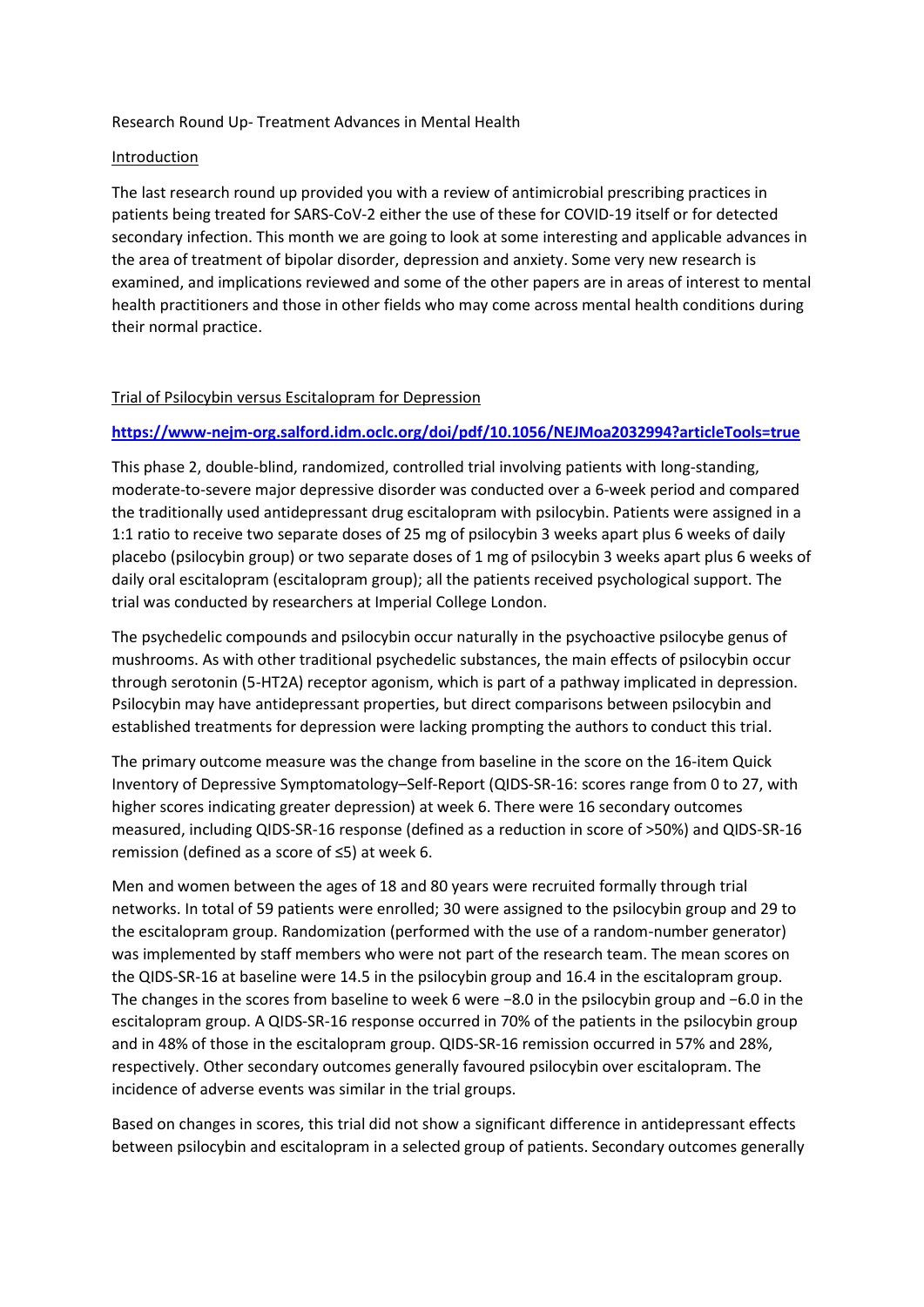Research Round Up- Treatment Advances in Mental Health

## Introduction

The last research round up provided you with a review of antimicrobial prescribing practices in patients being treated for SARS-CoV-2 either the use of these for COVID-19 itself or for detected secondary infection. This month we are going to look at some interesting and applicable advances in the area of treatment of bipolar disorder, depression and anxiety. Some very new research is examined, and implications reviewed and some of the other papers are in areas of interest to mental health practitioners and those in other fields who may come across mental health conditions during their normal practice.

## Trial of Psilocybin versus Escitalopram for Depression

**https://www-nejm-org.salford.idm.oclc.org/doi/pdf/10.1056/NEJMoa2032994?articleTools=true**

This phase 2, double-blind, randomized, controlled trial involving patients with long-standing, moderate-to-severe major depressive disorder was conducted over a 6-week period and compared the traditionally used antidepressant drug escitalopram with psilocybin. Patients were assigned in a 1:1 ratio to receive two separate doses of 25 mg of psilocybin 3 weeks apart plus 6 weeks of daily placebo (psilocybin group) or two separate doses of 1 mg of psilocybin 3 weeks apart plus 6 weeks of daily oral escitalopram (escitalopram group); all the patients received psychological support. The trial was conducted by researchers at Imperial College London.

The psychedelic compounds and psilocybin occur naturally in the psychoactive psilocybe genus of mushrooms. As with other traditional psychedelic substances, the main effects of psilocybin occur through serotonin (5-HT2A) receptor agonism, which is part of a pathway implicated in depression. Psilocybin may have antidepressant properties, but direct comparisons between psilocybin and established treatments for depression were lacking prompting the authors to conduct this trial.

The primary outcome measure was the change from baseline in the score on the 16-item Quick Inventory of Depressive Symptomatology–Self-Report (QIDS-SR-16: scores range from 0 to 27, with higher scores indicating greater depression) at week 6. There were 16 secondary outcomes measured, including QIDS-SR-16 response (defined as a reduction in score of >50%) and QIDS-SR-16 remission (defined as a score of ≤5) at week 6.

Men and women between the ages of 18 and 80 years were recruited formally through trial networks. In total of 59 patients were enrolled; 30 were assigned to the psilocybin group and 29 to the escitalopram group. Randomization (performed with the use of a random-number generator) was implemented by staff members who were not part of the research team. The mean scores on the QIDS-SR-16 at baseline were 14.5 in the psilocybin group and 16.4 in the escitalopram group. The changes in the scores from baseline to week 6 were −8.0 in the psilocybin group and −6.0 in the escitalopram group. A QIDS-SR-16 response occurred in 70% of the patients in the psilocybin group and in 48% of those in the escitalopram group. QIDS-SR-16 remission occurred in 57% and 28%, respectively. Other secondary outcomes generally favoured psilocybin over escitalopram. The incidence of adverse events was similar in the trial groups.

Based on changes in scores, this trial did not show a significant difference in antidepressant effects between psilocybin and escitalopram in a selected group of patients. Secondary outcomes generally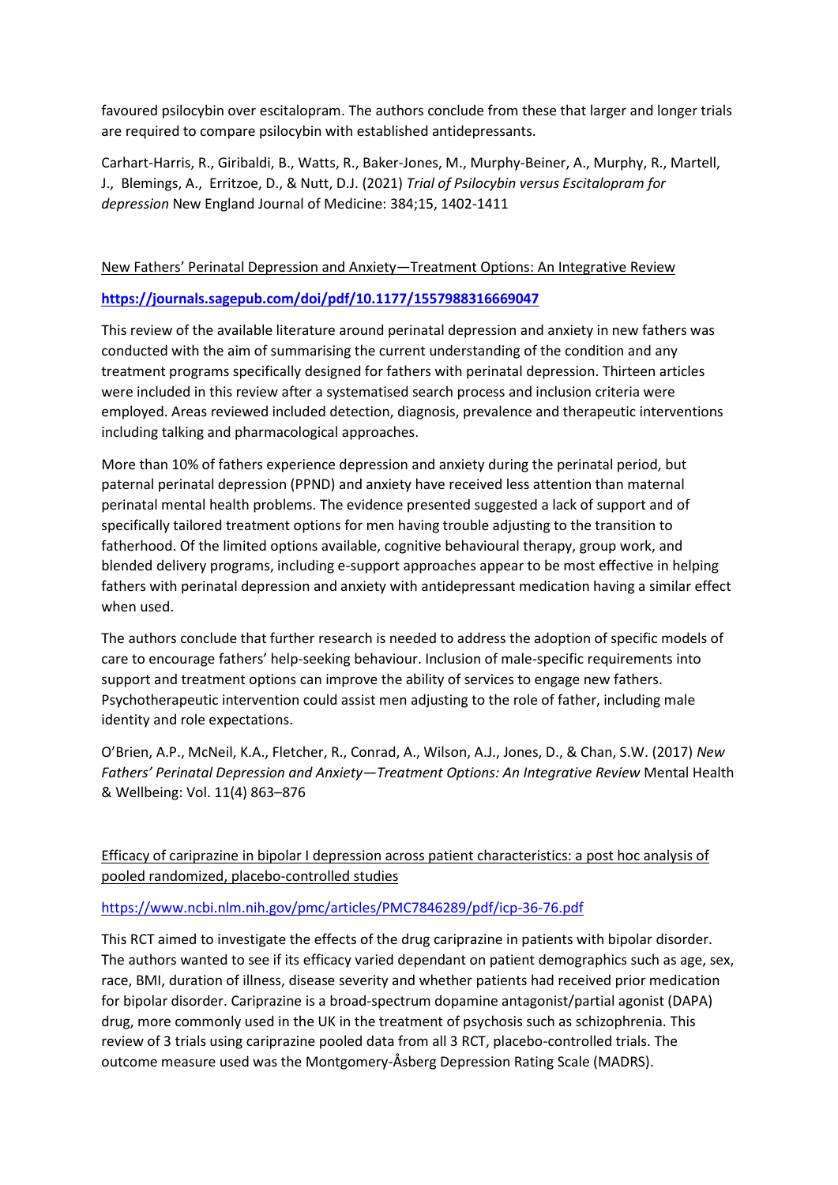favoured psilocybin over escitalopram. The authors conclude from these that larger and longer trials are required to compare psilocybin with established antidepressants.

Carhart-Harris, R., Giribaldi, B., Watts, R., Baker-Jones, M., Murphy-Beiner, A., Murphy, R., Martell, J., Blemings, A., Erritzoe, D., & Nutt, D.J. (2021) *Trial of Psilocybin versus Escitalopram for depression* New England Journal of Medicine: 384;15, 1402-1411

New Fathers' Perinatal Depression and Anxiety—Treatment Options: An Integrative Review

**https://journals.sagepub.com/doi/pdf/10.1177/1557988316669047**

This review of the available literature around perinatal depression and anxiety in new fathers was conducted with the aim of summarising the current understanding of the condition and any treatment programs specifically designed for fathers with perinatal depression. Thirteen articles were included in this review after a systematised search process and inclusion criteria were employed. Areas reviewed included detection, diagnosis, prevalence and therapeutic interventions including talking and pharmacological approaches.

More than 10% of fathers experience depression and anxiety during the perinatal period, but paternal perinatal depression (PPND) and anxiety have received less attention than maternal perinatal mental health problems. The evidence presented suggested a lack of support and of specifically tailored treatment options for men having trouble adjusting to the transition to fatherhood. Of the limited options available, cognitive behavioural therapy, group work, and blended delivery programs, including e-support approaches appear to be most effective in helping fathers with perinatal depression and anxiety with antidepressant medication having a similar effect when used.

The authors conclude that further research is needed to address the adoption of specific models of care to encourage fathers' help-seeking behaviour. Inclusion of male-specific requirements into support and treatment options can improve the ability of services to engage new fathers. Psychotherapeutic intervention could assist men adjusting to the role of father, including male identity and role expectations.

O'Brien, A.P., McNeil, K.A., Fletcher, R., Conrad, A., Wilson, A.J., Jones, D., & Chan, S.W. (2017) *New Fathers' Perinatal Depression and Anxiety—Treatment Options: An Integrative Review* Mental Health & Wellbeing: Vol. 11(4) 863–876

Efficacy of cariprazine in bipolar I depression across patient characteristics: a post hoc analysis of pooled randomized, placebo-controlled studies

https://www.ncbi.nlm.nih.gov/pmc/articles/PMC7846289/pdf/icp-36-76.pdf

This RCT aimed to investigate the effects of the drug cariprazine in patients with bipolar disorder. The authors wanted to see if its efficacy varied dependant on patient demographics such as age, sex, race, BMI, duration of illness, disease severity and whether patients had received prior medication for bipolar disorder. Cariprazine is a broad-spectrum dopamine antagonist/partial agonist (DAPA) drug, more commonly used in the UK in the treatment of psychosis such as schizophrenia. This review of 3 trials using cariprazine pooled data from all 3 RCT, placebo-controlled trials. The outcome measure used was the Montgomery-Åsberg Depression Rating Scale (MADRS).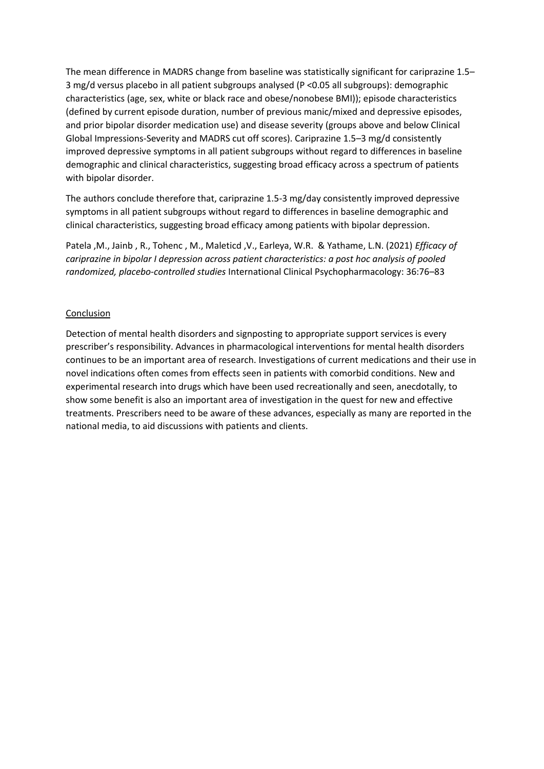The mean difference in MADRS change from baseline was statistically significant for cariprazine 1.5–3 mg/d versus placebo in all patient subgroups analysed ($P < 0.05$ all subgroups): demographic characteristics (age, sex, white or black race and obese/nonobese BMI)); episode characteristics (defined by current episode duration, number of previous manic/mixed and depressive episodes, and prior bipolar disorder medication use) and disease severity (groups above and below Clinical Global Impressions-Severity and MADRS cut off scores). Cariprazine 1.5–3 mg/d consistently improved depressive symptoms in all patient subgroups without regard to differences in baseline demographic and clinical characteristics, suggesting broad efficacy across a spectrum of patients with bipolar disorder.

The authors conclude therefore that, cariprazine 1.5-3 mg/day consistently improved depressive symptoms in all patient subgroups without regard to differences in baseline demographic and clinical characteristics, suggesting broad efficacy among patients with bipolar depression.

Patela ,M., Jainb , R., Tohenc , M., Maleticd ,V., Earleya, W.R. & Yathame, L.N. (2021) *Efficacy of cariprazine in bipolar I depression across patient characteristics: a post hoc analysis of pooled randomized, placebo-controlled studies* International Clinical Psychopharmacology: 36:76–83

## Conclusion

Detection of mental health disorders and signposting to appropriate support services is every prescriber's responsibility. Advances in pharmacological interventions for mental health disorders continues to be an important area of research. Investigations of current medications and their use in novel indications often comes from effects seen in patients with comorbid conditions. New and experimental research into drugs which have been used recreationally and seen, anecdotally, to show some benefit is also an important area of investigation in the quest for new and effective treatments. Prescribers need to be aware of these advances, especially as many are reported in the national media, to aid discussions with patients and clients.